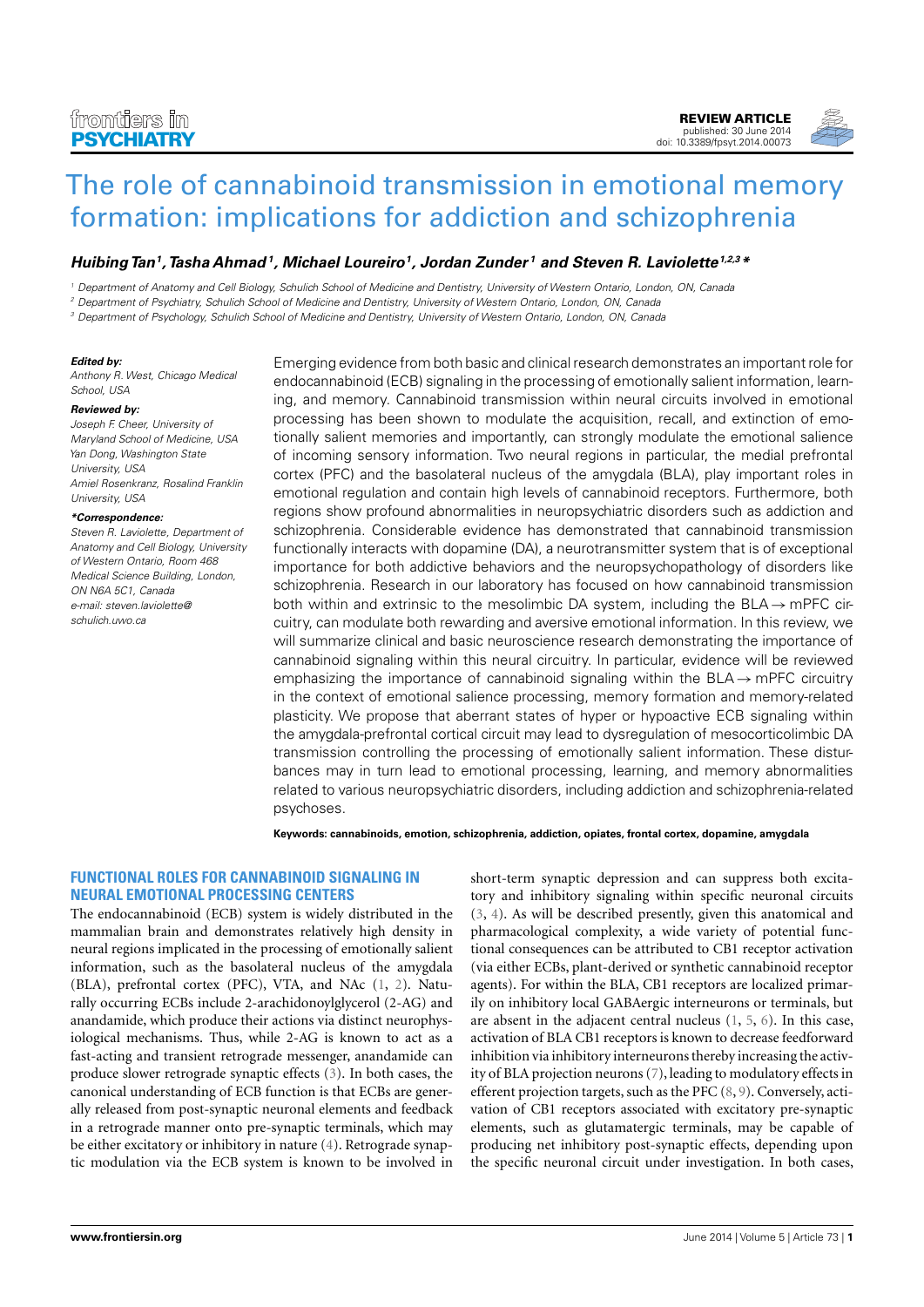REVIEW ARTICLE
published: 30 June 2014
doi: 10.3389/fpsyt.2014.00073

# The role of cannabinoid transmission in emotional memory formation: implications for addiction and schizophrenia

***Huibing Tan[1], Tasha Ahmad[1], Michael Loureiro[1], Jordan Zunder[1] and Steven R. Laviolette[1,2,3]****

[1] Department of Anatomy and Cell Biology, Schulich School of Medicine and Dentistry, University of Western Ontario, London, ON, Canada
[2] Department of Psychiatry, Schulich School of Medicine and Dentistry, University of Western Ontario, London, ON, Canada
[3] Department of Psychology, Schulich School of Medicine and Dentistry, University of Western Ontario, London, ON, Canada

***Edited by:***
*Anthony R. West, Chicago Medical School, USA*

***Reviewed by:***
*Joseph F. Cheer, University of Maryland School of Medicine, USA*
*Yan Dong, Washington State University, USA*
*Amiel Rosenkranz, Rosalind Franklin University, USA*

****Correspondence:***
*Steven R. Laviolette, Department of Anatomy and Cell Biology, University of Western Ontario, Room 468 Medical Science Building, London, ON N6A 5C1, Canada*
*e-mail: steven.laviolette@schulich.uwo.ca*

Emerging evidence from both basic and clinical research demonstrates an important role for endocannabinoid (ECB) signaling in the processing of emotionally salient information, learning, and memory. Cannabinoid transmission within neural circuits involved in emotional processing has been shown to modulate the acquisition, recall, and extinction of emotionally salient memories and importantly, can strongly modulate the emotional salience of incoming sensory information. Two neural regions in particular, the medial prefrontal cortex (PFC) and the basolateral nucleus of the amygdala (BLA), play important roles in emotional regulation and contain high levels of cannabinoid receptors. Furthermore, both regions show profound abnormalities in neuropsychiatric disorders such as addiction and schizophrenia. Considerable evidence has demonstrated that cannabinoid transmission functionally interacts with dopamine (DA), a neurotransmitter system that is of exceptional importance for both addictive behaviors and the neuropsychopathology of disorders like schizophrenia. Research in our laboratory has focused on how cannabinoid transmission both within and extrinsic to the mesolimbic DA system, including the BLA → mPFC circuitry, can modulate both rewarding and aversive emotional information. In this review, we will summarize clinical and basic neuroscience research demonstrating the importance of cannabinoid signaling within this neural circuitry. In particular, evidence will be reviewed emphasizing the importance of cannabinoid signaling within the BLA → mPFC circuitry in the context of emotional salience processing, memory formation and memory-related plasticity. We propose that aberrant states of hyper or hypoactive ECB signaling within the amygdala-prefrontal cortical circuit may lead to dysregulation of mesocorticolimbic DA transmission controlling the processing of emotionally salient information. These disturbances may in turn lead to emotional processing, learning, and memory abnormalities related to various neuropsychiatric disorders, including addiction and schizophrenia-related psychoses.

**Keywords: cannabinoids, emotion, schizophrenia, addiction, opiates, frontal cortex, dopamine, amygdala**

## FUNCTIONAL ROLES FOR CANNABINOID SIGNALING IN NEURAL EMOTIONAL PROCESSING CENTERS

The endocannabinoid (ECB) system is widely distributed in the mammalian brain and demonstrates relatively high density in neural regions implicated in the processing of emotionally salient information, such as the basolateral nucleus of the amygdala (BLA), prefrontal cortex (PFC), VTA, and NAc (1, 2). Naturally occurring ECBs include 2-arachidonoylglycerol (2-AG) and anandamide, which produce their actions via distinct neurophysiological mechanisms. Thus, while 2-AG is known to act as a fast-acting and transient retrograde messenger, anandamide can produce slower retrograde synaptic effects (3). In both cases, the canonical understanding of ECB function is that ECBs are generally released from post-synaptic neuronal elements and feedback in a retrograde manner onto pre-synaptic terminals, which may be either excitatory or inhibitory in nature (4). Retrograde synaptic modulation via the ECB system is known to be involved in short-term synaptic depression and can suppress both excitatory and inhibitory signaling within specific neuronal circuits (3, 4). As will be described presently, given this anatomical and pharmacological complexity, a wide variety of potential functional consequences can be attributed to CB1 receptor activation (via either ECBs, plant-derived or synthetic cannabinoid receptor agents). For within the BLA, CB1 receptors are localized primarily on inhibitory local GABAergic interneurons or terminals, but are absent in the adjacent central nucleus (1, 5, 6). In this case, activation of BLA CB1 receptors is known to decrease feedforward inhibition via inhibitory interneurons thereby increasing the activity of BLA projection neurons (7), leading to modulatory effects in efferent projection targets, such as the PFC (8, 9). Conversely, activation of CB1 receptors associated with excitatory pre-synaptic elements, such as glutamatergic terminals, may be capable of producing net inhibitory post-synaptic effects, depending upon the specific neuronal circuit under investigation. In both cases,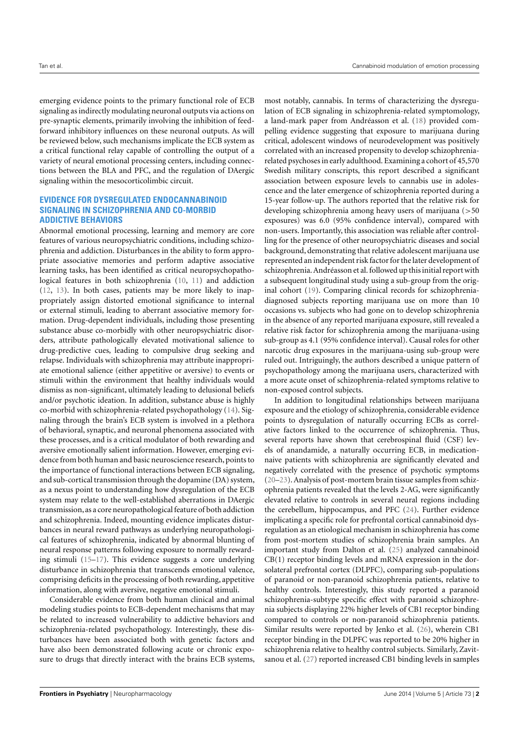emerging evidence points to the primary functional role of ECB signaling as indirectly modulating neuronal outputs via actions on pre-synaptic elements, primarily involving the inhibition of feed-forward inhibitory influences on these neuronal outputs. As will be reviewed below, such mechanisms implicate the ECB system as a critical functional relay capable of controlling the output of a variety of neural emotional processing centers, including connections between the BLA and PFC, and the regulation of DAergic signaling within the mesocorticolimbic circuit.

## EVIDENCE FOR DYSREGULATED ENDOCANNABINOID SIGNALING IN SCHIZOPHRENIA AND CO-MORBID ADDICTIVE BEHAVIORS

Abnormal emotional processing, learning and memory are core features of various neuropsychiatric conditions, including schizophrenia and addiction. Disturbances in the ability to form appropriate associative memories and perform adaptive associative learning tasks, has been identified as critical neuropsychopathological features in both schizophrenia (10, 11) and addiction (12, 13). In both cases, patients may be more likely to inappropriately assign distorted emotional significance to internal or external stimuli, leading to aberrant associative memory formation. Drug-dependent individuals, including those presenting substance abuse co-morbidly with other neuropsychiatric disorders, attribute pathologically elevated motivational salience to drug-predictive cues, leading to compulsive drug seeking and relapse. Individuals with schizophrenia may attribute inappropriate emotional salience (either appetitive or aversive) to events or stimuli within the environment that healthy individuals would dismiss as non-significant, ultimately leading to delusional beliefs and/or psychotic ideation. In addition, substance abuse is highly co-morbid with schizophrenia-related psychopathology (14). Signaling through the brain's ECB system is involved in a plethora of behavioral, synaptic, and neuronal phenomena associated with these processes, and is a critical modulator of both rewarding and aversive emotionally salient information. However, emerging evidence from both human and basic neuroscience research, points to the importance of functional interactions between ECB signaling, and sub-cortical transmission through the dopamine (DA) system, as a nexus point to understanding how dysregulation of the ECB system may relate to the well-established aberrations in DAergic transmission, as a core neuropathological feature of both addiction and schizophrenia. Indeed, mounting evidence implicates disturbances in neural reward pathways as underlying neuropathological features of schizophrenia, indicated by abnormal blunting of neural response patterns following exposure to normally rewarding stimuli (15–17). This evidence suggests a core underlying disturbance in schizophrenia that transcends emotional valence, comprising deficits in the processing of both rewarding, appetitive information, along with aversive, negative emotional stimuli.

Considerable evidence from both human clinical and animal modeling studies points to ECB-dependent mechanisms that may be related to increased vulnerability to addictive behaviors and schizophrenia-related psychopathology. Interestingly, these disturbances have been associated both with genetic factors and have also been demonstrated following acute or chronic exposure to drugs that directly interact with the brains ECB systems, most notably, cannabis. In terms of characterizing the dysregulation of ECB signaling in schizophrenia-related symptomology, a land-mark paper from Andréasson et al. (18) provided compelling evidence suggesting that exposure to marijuana during critical, adolescent windows of neurodevelopment was positively correlated with an increased propensity to develop schizophrenia-related psychoses in early adulthood. Examining a cohort of 45,570 Swedish military conscripts, this report described a significant association between exposure levels to cannabis use in adolescence and the later emergence of schizophrenia reported during a 15-year follow-up. The authors reported that the relative risk for developing schizophrenia among heavy users of marijuana (>50 exposures) was 6.0 (95% confidence interval), compared with non-users. Importantly, this association was reliable after controlling for the presence of other neuropsychiatric diseases and social background, demonstrating that relative adolescent marijuana use represented an independent risk factor for the later development of schizophrenia. Andréasson et al. followed up this initial report with a subsequent longitudinal study using a sub-group from the original cohort (19). Comparing clinical records for schizophrenia-diagnosed subjects reporting marijuana use on more than 10 occasions vs. subjects who had gone on to develop schizophrenia in the absence of any reported marijuana exposure, still revealed a relative risk factor for schizophrenia among the marijuana-using sub-group as 4.1 (95% confidence interval). Causal roles for other narcotic drug exposures in the marijuana-using sub-group were ruled out. Intriguingly, the authors described a unique pattern of psychopathology among the marijuana users, characterized with a more acute onset of schizophrenia-related symptoms relative to non-exposed control subjects.

In addition to longitudinal relationships between marijuana exposure and the etiology of schizophrenia, considerable evidence points to dysregulation of naturally occurring ECBs as correlative factors linked to the occurrence of schizophrenia. Thus, several reports have shown that cerebrospinal fluid (CSF) levels of anandamide, a naturally occurring ECB, in medication-naive patients with schizophrenia are significantly elevated and negatively correlated with the presence of psychotic symptoms (20–23). Analysis of post-mortem brain tissue samples from schizophrenia patients revealed that the levels 2-AG, were significantly elevated relative to controls in several neural regions including the cerebellum, hippocampus, and PFC (24). Further evidence implicating a specific role for prefrontal cortical cannabinoid dysregulation as an etiological mechanism in schizophrenia has come from post-mortem studies of schizophrenia brain samples. An important study from Dalton et al. (25) analyzed cannabinoid CB(1) receptor binding levels and mRNA expression in the dorsolateral prefrontal cortex (DLPFC), comparing sub-populations of paranoid or non-paranoid schizophrenia patients, relative to healthy controls. Interestingly, this study reported a paranoid schizophrenia-subtype specific effect with paranoid schizophrenia subjects displaying 22% higher levels of CB1 receptor binding compared to controls or non-paranoid schizophrenia patients. Similar results were reported by Jenko et al. (26), wherein CB1 receptor binding in the DLPFC was reported to be 20% higher in schizophrenia relative to healthy control subjects. Similarly, Zavitsanou et al. (27) reported increased CB1 binding levels in samples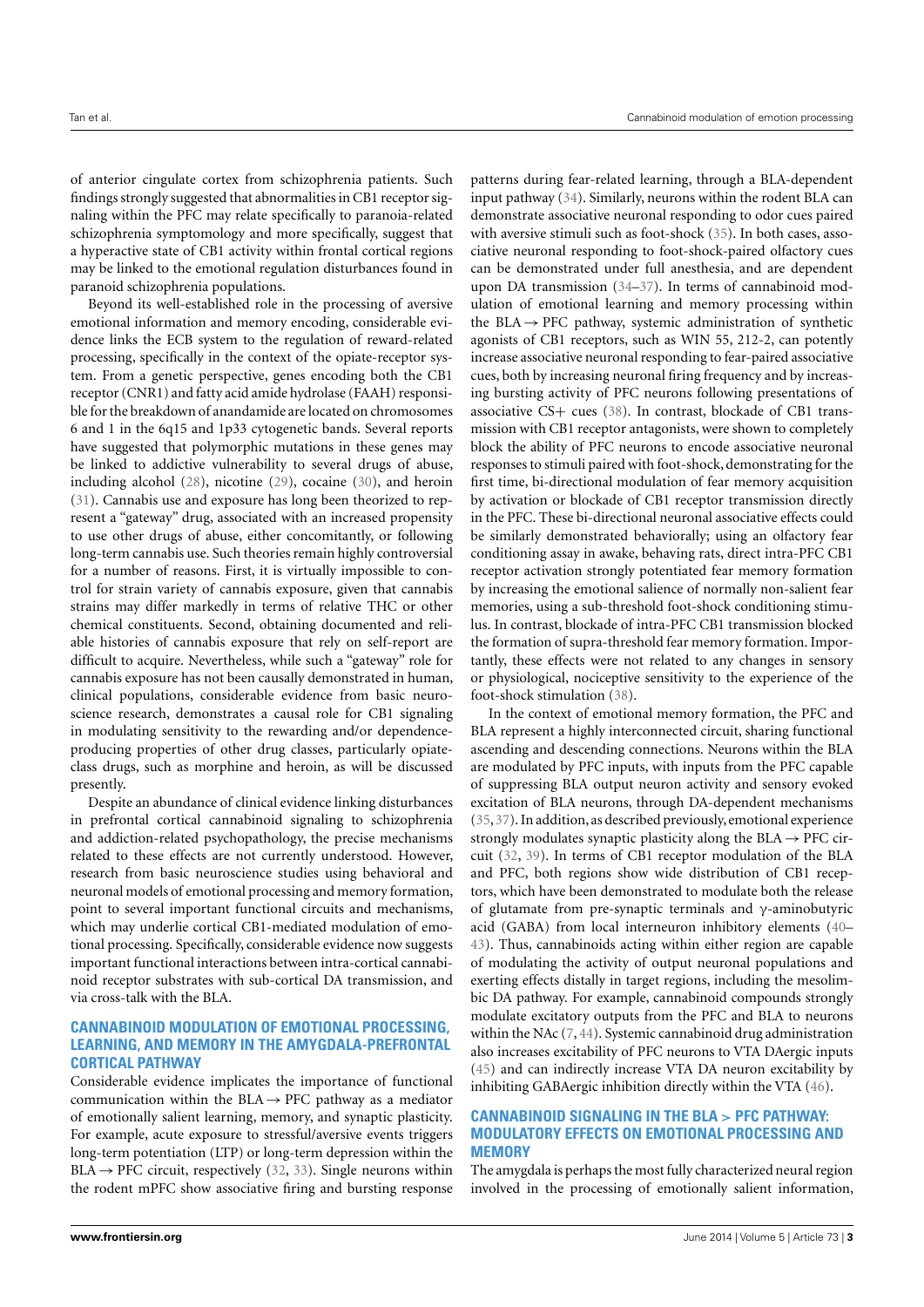of anterior cingulate cortex from schizophrenia patients. Such findings strongly suggested that abnormalities in CB1 receptor signaling within the PFC may relate specifically to paranoia-related schizophrenia symptomology and more specifically, suggest that a hyperactive state of CB1 activity within frontal cortical regions may be linked to the emotional regulation disturbances found in paranoid schizophrenia populations.

Beyond its well-established role in the processing of aversive emotional information and memory encoding, considerable evidence links the ECB system to the regulation of reward-related processing, specifically in the context of the opiate-receptor system. From a genetic perspective, genes encoding both the CB1 receptor (CNR1) and fatty acid amide hydrolase (FAAH) responsible for the breakdown of anandamide are located on chromosomes 6 and 1 in the 6q15 and 1p33 cytogenetic bands. Several reports have suggested that polymorphic mutations in these genes may be linked to addictive vulnerability to several drugs of abuse, including alcohol (28), nicotine (29), cocaine (30), and heroin (31). Cannabis use and exposure has long been theorized to represent a "gateway" drug, associated with an increased propensity to use other drugs of abuse, either concomitantly, or following long-term cannabis use. Such theories remain highly controversial for a number of reasons. First, it is virtually impossible to control for strain variety of cannabis exposure, given that cannabis strains may differ markedly in terms of relative THC or other chemical constituents. Second, obtaining documented and reliable histories of cannabis exposure that rely on self-report are difficult to acquire. Nevertheless, while such a "gateway" role for cannabis exposure has not been causally demonstrated in human, clinical populations, considerable evidence from basic neuroscience research, demonstrates a causal role for CB1 signaling in modulating sensitivity to the rewarding and/or dependence-producing properties of other drug classes, particularly opiate-class drugs, such as morphine and heroin, as will be discussed presently.

Despite an abundance of clinical evidence linking disturbances in prefrontal cortical cannabinoid signaling to schizophrenia and addiction-related psychopathology, the precise mechanisms related to these effects are not currently understood. However, research from basic neuroscience studies using behavioral and neuronal models of emotional processing and memory formation, point to several important functional circuits and mechanisms, which may underlie cortical CB1-mediated modulation of emotional processing. Specifically, considerable evidence now suggests important functional interactions between intra-cortical cannabinoid receptor substrates with sub-cortical DA transmission, and via cross-talk with the BLA.

## CANNABINOID MODULATION OF EMOTIONAL PROCESSING, LEARNING, AND MEMORY IN THE AMYGDALA-PREFRONTAL CORTICAL PATHWAY

Considerable evidence implicates the importance of functional communication within the BLA → PFC pathway as a mediator of emotionally salient learning, memory, and synaptic plasticity. For example, acute exposure to stressful/aversive events triggers long-term potentiation (LTP) or long-term depression within the BLA → PFC circuit, respectively (32, 33). Single neurons within the rodent mPFC show associative firing and bursting response patterns during fear-related learning, through a BLA-dependent input pathway (34). Similarly, neurons within the rodent BLA can demonstrate associative neuronal responding to odor cues paired with aversive stimuli such as foot-shock (35). In both cases, associative neuronal responding to foot-shock-paired olfactory cues can be demonstrated under full anesthesia, and are dependent upon DA transmission (34–37). In terms of cannabinoid modulation of emotional learning and memory processing within the BLA → PFC pathway, systemic administration of synthetic agonists of CB1 receptors, such as WIN 55, 212-2, can potently increase associative neuronal responding to fear-paired associative cues, both by increasing neuronal firing frequency and by increasing bursting activity of PFC neurons following presentations of associative CS+ cues (38). In contrast, blockade of CB1 transmission with CB1 receptor antagonists, were shown to completely block the ability of PFC neurons to encode associative neuronal responses to stimuli paired with foot-shock, demonstrating for the first time, bi-directional modulation of fear memory acquisition by activation or blockade of CB1 receptor transmission directly in the PFC. These bi-directional neuronal associative effects could be similarly demonstrated behaviorally; using an olfactory fear conditioning assay in awake, behaving rats, direct intra-PFC CB1 receptor activation strongly potentiated fear memory formation by increasing the emotional salience of normally non-salient fear memories, using a sub-threshold foot-shock conditioning stimulus. In contrast, blockade of intra-PFC CB1 transmission blocked the formation of supra-threshold fear memory formation. Importantly, these effects were not related to any changes in sensory or physiological, nociceptive sensitivity to the experience of the foot-shock stimulation (38).

In the context of emotional memory formation, the PFC and BLA represent a highly interconnected circuit, sharing functional ascending and descending connections. Neurons within the BLA are modulated by PFC inputs, with inputs from the PFC capable of suppressing BLA output neuron activity and sensory evoked excitation of BLA neurons, through DA-dependent mechanisms (35, 37). In addition, as described previously, emotional experience strongly modulates synaptic plasticity along the BLA → PFC circuit (32, 39). In terms of CB1 receptor modulation of the BLA and PFC, both regions show wide distribution of CB1 receptors, which have been demonstrated to modulate both the release of glutamate from pre-synaptic terminals and γ-aminobutyric acid (GABA) from local interneuron inhibitory elements (40–43). Thus, cannabinoids acting within either region are capable of modulating the activity of output neuronal populations and exerting effects distally in target regions, including the mesolimbic DA pathway. For example, cannabinoid compounds strongly modulate excitatory outputs from the PFC and BLA to neurons within the NAc (7, 44). Systemic cannabinoid drug administration also increases excitability of PFC neurons to VTA DAergic inputs (45) and can indirectly increase VTA DA neuron excitability by inhibiting GABAergic inhibition directly within the VTA (46).

## CANNABINOID SIGNALING IN THE BLA > PFC PATHWAY: MODULATORY EFFECTS ON EMOTIONAL PROCESSING AND MEMORY

The amygdala is perhaps the most fully characterized neural region involved in the processing of emotionally salient information,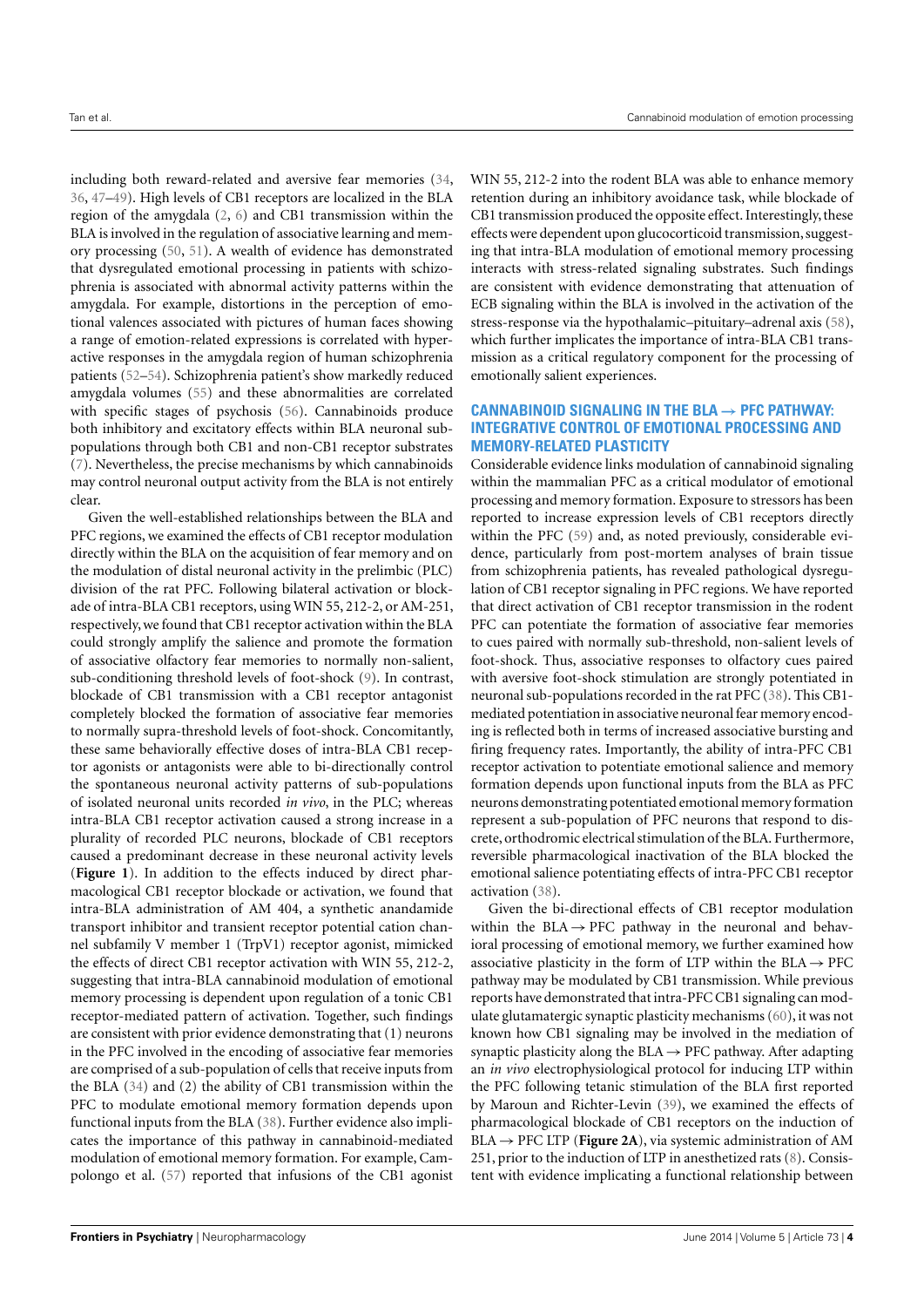including both reward-related and aversive fear memories (34, 36, 47–49). High levels of CB1 receptors are localized in the BLA region of the amygdala (2, 6) and CB1 transmission within the BLA is involved in the regulation of associative learning and memory processing (50, 51). A wealth of evidence has demonstrated that dysregulated emotional processing in patients with schizophrenia is associated with abnormal activity patterns within the amygdala. For example, distortions in the perception of emotional valences associated with pictures of human faces showing a range of emotion-related expressions is correlated with hyperactive responses in the amygdala region of human schizophrenia patients (52–54). Schizophrenia patient's show markedly reduced amygdala volumes (55) and these abnormalities are correlated with specific stages of psychosis (56). Cannabinoids produce both inhibitory and excitatory effects within BLA neuronal subpopulations through both CB1 and non-CB1 receptor substrates (7). Nevertheless, the precise mechanisms by which cannabinoids may control neuronal output activity from the BLA is not entirely clear.

Given the well-established relationships between the BLA and PFC regions, we examined the effects of CB1 receptor modulation directly within the BLA on the acquisition of fear memory and on the modulation of distal neuronal activity in the prelimbic (PLC) division of the rat PFC. Following bilateral activation or blockade of intra-BLA CB1 receptors, using WIN 55, 212-2, or AM-251, respectively, we found that CB1 receptor activation within the BLA could strongly amplify the salience and promote the formation of associative olfactory fear memories to normally non-salient, sub-conditioning threshold levels of foot-shock (9). In contrast, blockade of CB1 transmission with a CB1 receptor antagonist completely blocked the formation of associative fear memories to normally supra-threshold levels of foot-shock. Concomitantly, these same behaviorally effective doses of intra-BLA CB1 receptor agonists or antagonists were able to bi-directionally control the spontaneous neuronal activity patterns of sub-populations of isolated neuronal units recorded *in vivo*, in the PLC; whereas intra-BLA CB1 receptor activation caused a strong increase in a plurality of recorded PLC neurons, blockade of CB1 receptors caused a predominant decrease in these neuronal activity levels (**Figure 1**). In addition to the effects induced by direct pharmacological CB1 receptor blockade or activation, we found that intra-BLA administration of AM 404, a synthetic anandamide transport inhibitor and transient receptor potential cation channel subfamily V member 1 (TrpV1) receptor agonist, mimicked the effects of direct CB1 receptor activation with WIN 55, 212-2, suggesting that intra-BLA cannabinoid modulation of emotional memory processing is dependent upon regulation of a tonic CB1 receptor-mediated pattern of activation. Together, such findings are consistent with prior evidence demonstrating that (1) neurons in the PFC involved in the encoding of associative fear memories are comprised of a sub-population of cells that receive inputs from the BLA (34) and (2) the ability of CB1 transmission within the PFC to modulate emotional memory formation depends upon functional inputs from the BLA (38). Further evidence also implicates the importance of this pathway in cannabinoid-mediated modulation of emotional memory formation. For example, Campolongo et al. (57) reported that infusions of the CB1 agonist WIN 55, 212-2 into the rodent BLA was able to enhance memory retention during an inhibitory avoidance task, while blockade of CB1 transmission produced the opposite effect. Interestingly, these effects were dependent upon glucocorticoid transmission, suggesting that intra-BLA modulation of emotional memory processing interacts with stress-related signaling substrates. Such findings are consistent with evidence demonstrating that attenuation of ECB signaling within the BLA is involved in the activation of the stress-response via the hypothalamic–pituitary–adrenal axis (58), which further implicates the importance of intra-BLA CB1 transmission as a critical regulatory component for the processing of emotionally salient experiences.

## CANNABINOID SIGNALING IN THE BLA → PFC PATHWAY: INTEGRATIVE CONTROL OF EMOTIONAL PROCESSING AND MEMORY-RELATED PLASTICITY

Considerable evidence links modulation of cannabinoid signaling within the mammalian PFC as a critical modulator of emotional processing and memory formation. Exposure to stressors has been reported to increase expression levels of CB1 receptors directly within the PFC (59) and, as noted previously, considerable evidence, particularly from post-mortem analyses of brain tissue from schizophrenia patients, has revealed pathological dysregulation of CB1 receptor signaling in PFC regions. We have reported that direct activation of CB1 receptor transmission in the rodent PFC can potentiate the formation of associative fear memories to cues paired with normally sub-threshold, non-salient levels of foot-shock. Thus, associative responses to olfactory cues paired with aversive foot-shock stimulation are strongly potentiated in neuronal sub-populations recorded in the rat PFC (38). This CB1-mediated potentiation in associative neuronal fear memory encoding is reflected both in terms of increased associative bursting and firing frequency rates. Importantly, the ability of intra-PFC CB1 receptor activation to potentiate emotional salience and memory formation depends upon functional inputs from the BLA as PFC neurons demonstrating potentiated emotional memory formation represent a sub-population of PFC neurons that respond to discrete, orthodromic electrical stimulation of the BLA. Furthermore, reversible pharmacological inactivation of the BLA blocked the emotional salience potentiating effects of intra-PFC CB1 receptor activation (38).

Given the bi-directional effects of CB1 receptor modulation within the BLA → PFC pathway in the neuronal and behavioral processing of emotional memory, we further examined how associative plasticity in the form of LTP within the BLA → PFC pathway may be modulated by CB1 transmission. While previous reports have demonstrated that intra-PFC CB1 signaling can modulate glutamatergic synaptic plasticity mechanisms (60), it was not known how CB1 signaling may be involved in the mediation of synaptic plasticity along the BLA → PFC pathway. After adapting an *in vivo* electrophysiological protocol for inducing LTP within the PFC following tetanic stimulation of the BLA first reported by Maroun and Richter-Levin (39), we examined the effects of pharmacological blockade of CB1 receptors on the induction of BLA → PFC LTP (**Figure 2A**), via systemic administration of AM 251, prior to the induction of LTP in anesthetized rats (8). Consistent with evidence implicating a functional relationship between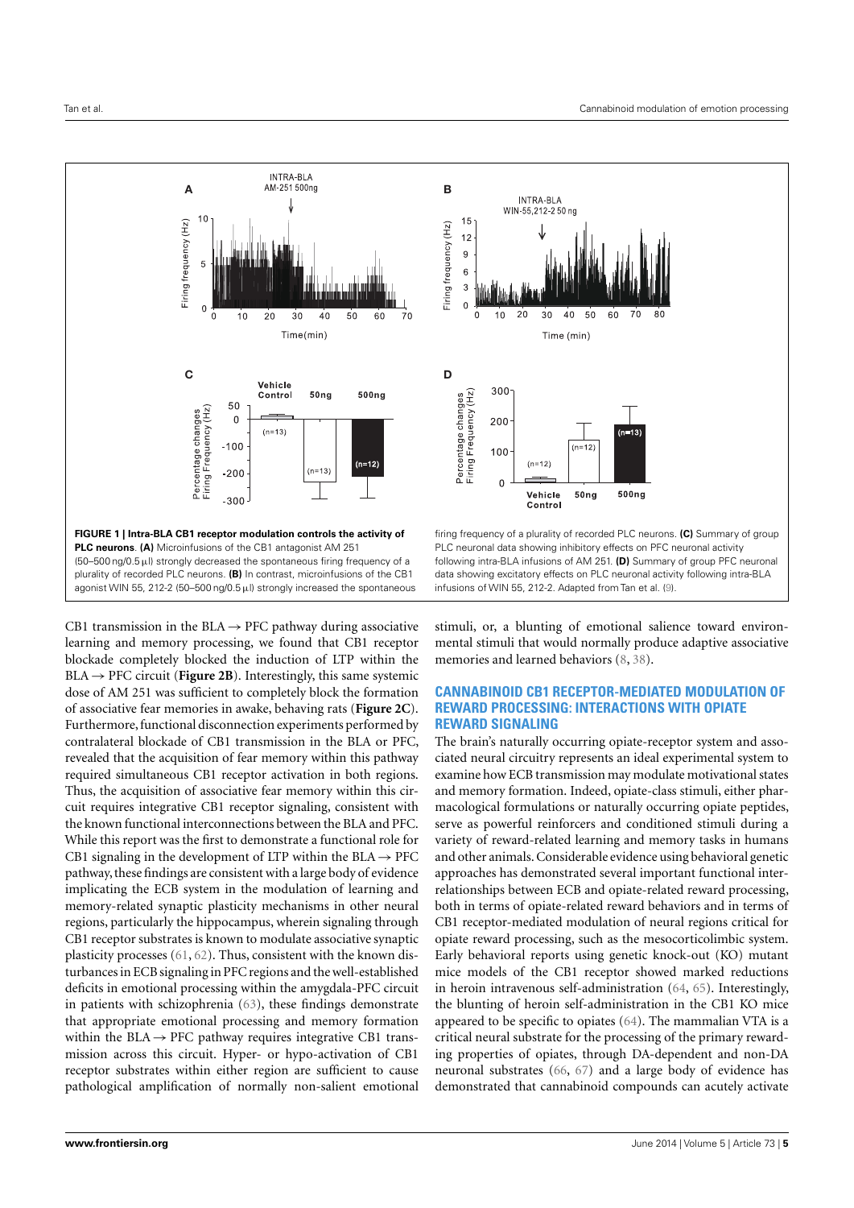**FIGURE 1 | Intra-BLA CB1 receptor modulation controls the activity of PLC neurons**. **(A)** Microinfusions of the CB1 antagonist AM 251 (50–500 ng/0.5 μl) strongly decreased the spontaneous firing frequency of a plurality of recorded PLC neurons. **(B)** In contrast, microinfusions of the CB1 agonist WIN 55, 212-2 (50–500 ng/0.5 μl) strongly increased the spontaneous firing frequency of a plurality of recorded PLC neurons. **(C)** Summary of group PLC neuronal data showing inhibitory effects on PFC neuronal activity following intra-BLA infusions of AM 251. **(D)** Summary of group PFC neuronal data showing excitatory effects on PLC neuronal activity following intra-BLA infusions of WIN 55, 212-2. Adapted from Tan et al. (9).

CB1 transmission in the BLA → PFC pathway during associative learning and memory processing, we found that CB1 receptor blockade completely blocked the induction of LTP within the BLA → PFC circuit (**Figure 2B**). Interestingly, this same systemic dose of AM 251 was sufficient to completely block the formation of associative fear memories in awake, behaving rats (**Figure 2C**). Furthermore, functional disconnection experiments performed by contralateral blockade of CB1 transmission in the BLA or PFC, revealed that the acquisition of fear memory within this pathway required simultaneous CB1 receptor activation in both regions. Thus, the acquisition of associative fear memory within this circuit requires integrative CB1 receptor signaling, consistent with the known functional interconnections between the BLA and PFC. While this report was the first to demonstrate a functional role for CB1 signaling in the development of LTP within the BLA → PFC pathway, these findings are consistent with a large body of evidence implicating the ECB system in the modulation of learning and memory-related synaptic plasticity mechanisms in other neural regions, particularly the hippocampus, wherein signaling through CB1 receptor substrates is known to modulate associative synaptic plasticity processes (61, 62). Thus, consistent with the known disturbances in ECB signaling in PFC regions and the well-established deficits in emotional processing within the amygdala-PFC circuit in patients with schizophrenia (63), these findings demonstrate that appropriate emotional processing and memory formation within the BLA → PFC pathway requires integrative CB1 transmission across this circuit. Hyper- or hypo-activation of CB1 receptor substrates within either region are sufficient to cause pathological amplification of normally non-salient emotional stimuli, or, a blunting of emotional salience toward environmental stimuli that would normally produce adaptive associative memories and learned behaviors (8, 38).

## CANNABINOID CB1 RECEPTOR-MEDIATED MODULATION OF REWARD PROCESSING: INTERACTIONS WITH OPIATE REWARD SIGNALING

The brain's naturally occurring opiate-receptor system and associated neural circuitry represents an ideal experimental system to examine how ECB transmission may modulate motivational states and memory formation. Indeed, opiate-class stimuli, either pharmacological formulations or naturally occurring opiate peptides, serve as powerful reinforcers and conditioned stimuli during a variety of reward-related learning and memory tasks in humans and other animals. Considerable evidence using behavioral genetic approaches has demonstrated several important functional interrelationships between ECB and opiate-related reward processing, both in terms of opiate-related reward behaviors and in terms of CB1 receptor-mediated modulation of neural regions critical for opiate reward processing, such as the mesocorticolimbic system. Early behavioral reports using genetic knock-out (KO) mutant mice models of the CB1 receptor showed marked reductions in heroin intravenous self-administration (64, 65). Interestingly, the blunting of heroin self-administration in the CB1 KO mice appeared to be specific to opiates (64). The mammalian VTA is a critical neural substrate for the processing of the primary rewarding properties of opiates, through DA-dependent and non-DA neuronal substrates (66, 67) and a large body of evidence has demonstrated that cannabinoid compounds can acutely activate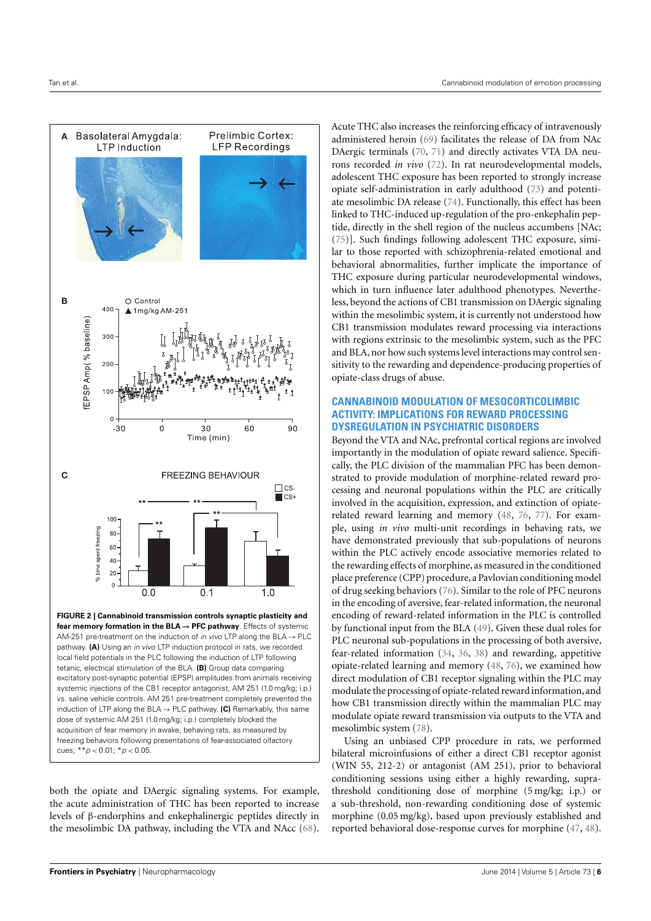**FIGURE 2 | Cannabinoid transmission controls synaptic plasticity and fear memory formation in the BLA → PFC pathway.** Effects of systemic AM-251 pre-treatment on the induction of *in vivo* LTP along the BLA → PLC pathway. **(A)** Using an *in vivo* LTP induction protocol in rats, we recorded local field potentials in the PLC following the induction of LTP following tetanic, electrical stimulation of the BLA. **(B)** Group data comparing excitatory post-synaptic potential (EPSP) amplitudes from animals receiving systemic injections of the CB1 receptor antagonist, AM 251 (1.0 mg/kg; i.p.) vs. saline vehicle controls. AM 251 pre-treatment completely prevented the induction of LTP along the BLA → PLC pathway. **(C)** Remarkably, this same dose of systemic AM 251 (1.0 mg/kg; i.p.) completely blocked the acquisition of fear memory in awake, behaving rats, as measured by freezing behaviors following presentations of fear-associated olfactory cues; $**p < 0.01$; $*p < 0.05$.

both the opiate and DAergic signaling systems. For example, the acute administration of THC has been reported to increase levels of β-endorphins and enkephalinergic peptides directly in the mesolimbic DA pathway, including the VTA and NAcc (68). Acute THC also increases the reinforcing efficacy of intravenously administered heroin (69) facilitates the release of DA from NAc DAergic terminals (70, 71) and directly activates VTA DA neurons recorded *in vivo* (72). In rat neurodevelopmental models, adolescent THC exposure has been reported to strongly increase opiate self-administration in early adulthood (73) and potentiate mesolimbic DA release (74). Functionally, this effect has been linked to THC-induced up-regulation of the pro-enkephalin peptide, directly in the shell region of the nucleus accumbens [NAc; (75)]. Such findings following adolescent THC exposure, similar to those reported with schizophrenia-related emotional and behavioral abnormalities, further implicate the importance of THC exposure during particular neurodevelopmental windows, which in turn influence later adulthood phenotypes. Nevertheless, beyond the actions of CB1 transmission on DAergic signaling within the mesolimbic system, it is currently not understood how CB1 transmission modulates reward processing via interactions with regions extrinsic to the mesolimbic system, such as the PFC and BLA, nor how such systems level interactions may control sensitivity to the rewarding and dependence-producing properties of opiate-class drugs of abuse.

## CANNABINOID MODULATION OF MESOCORTICOLIMBIC ACTIVITY: IMPLICATIONS FOR REWARD PROCESSING DYSREGULATION IN PSYCHIATRIC DISORDERS

Beyond the VTA and NAc, prefrontal cortical regions are involved importantly in the modulation of opiate reward salience. Specifically, the PLC division of the mammalian PFC has been demonstrated to provide modulation of morphine-related reward processing and neuronal populations within the PLC are critically involved in the acquisition, expression, and extinction of opiate-related reward learning and memory (48, 76, 77). For example, using *in vivo* multi-unit recordings in behaving rats, we have demonstrated previously that sub-populations of neurons within the PLC actively encode associative memories related to the rewarding effects of morphine, as measured in the conditioned place preference (CPP) procedure, a Pavlovian conditioning model of drug seeking behaviors (76). Similar to the role of PFC neurons in the encoding of aversive, fear-related information, the neuronal encoding of reward-related information in the PLC is controlled by functional input from the BLA (49). Given these dual roles for PLC neuronal sub-populations in the processing of both aversive, fear-related information (34, 36, 38) and rewarding, appetitive opiate-related learning and memory (48, 76), we examined how direct modulation of CB1 receptor signaling within the PLC may modulate the processing of opiate-related reward information, and how CB1 transmission directly within the mammalian PLC may modulate opiate reward transmission via outputs to the VTA and mesolimbic system (78).

Using an unbiased CPP procedure in rats, we performed bilateral microinfusions of either a direct CB1 receptor agonist (WIN 55, 212-2) or antagonist (AM 251), prior to behavioral conditioning sessions using either a highly rewarding, supra-threshold conditioning dose of morphine (5 mg/kg; i.p.) or a sub-threshold, non-rewarding conditioning dose of systemic morphine (0.05 mg/kg), based upon previously established and reported behavioral dose-response curves for morphine (47, 48).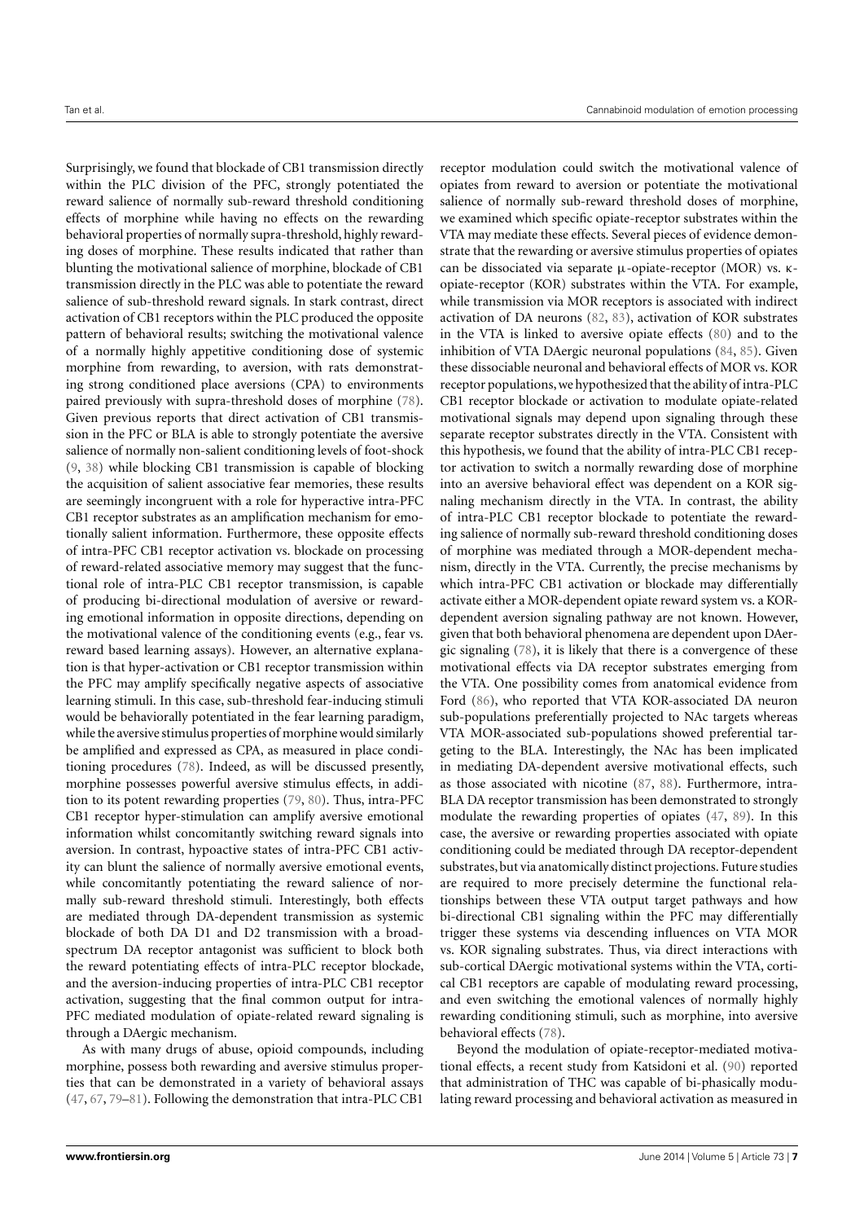Surprisingly, we found that blockade of CB1 transmission directly within the PLC division of the PFC, strongly potentiated the reward salience of normally sub-reward threshold conditioning effects of morphine while having no effects on the rewarding behavioral properties of normally supra-threshold, highly rewarding doses of morphine. These results indicated that rather than blunting the motivational salience of morphine, blockade of CB1 transmission directly in the PLC was able to potentiate the reward salience of sub-threshold reward signals. In stark contrast, direct activation of CB1 receptors within the PLC produced the opposite pattern of behavioral results; switching the motivational valence of a normally highly appetitive conditioning dose of systemic morphine from rewarding, to aversion, with rats demonstrating strong conditioned place aversions (CPA) to environments paired previously with supra-threshold doses of morphine (78). Given previous reports that direct activation of CB1 transmission in the PFC or BLA is able to strongly potentiate the aversive salience of normally non-salient conditioning levels of foot-shock (9, 38) while blocking CB1 transmission is capable of blocking the acquisition of salient associative fear memories, these results are seemingly incongruent with a role for hyperactive intra-PFC CB1 receptor substrates as an amplification mechanism for emotionally salient information. Furthermore, these opposite effects of intra-PFC CB1 receptor activation vs. blockade on processing of reward-related associative memory may suggest that the functional role of intra-PLC CB1 receptor transmission, is capable of producing bi-directional modulation of aversive or rewarding emotional information in opposite directions, depending on the motivational valence of the conditioning events (e.g., fear vs. reward based learning assays). However, an alternative explanation is that hyper-activation or CB1 receptor transmission within the PFC may amplify specifically negative aspects of associative learning stimuli. In this case, sub-threshold fear-inducing stimuli would be behaviorally potentiated in the fear learning paradigm, while the aversive stimulus properties of morphine would similarly be amplified and expressed as CPA, as measured in place conditioning procedures (78). Indeed, as will be discussed presently, morphine possesses powerful aversive stimulus effects, in addition to its potent rewarding properties (79, 80). Thus, intra-PFC CB1 receptor hyper-stimulation can amplify aversive emotional information whilst concomitantly switching reward signals into aversion. In contrast, hypoactive states of intra-PFC CB1 activity can blunt the salience of normally aversive emotional events, while concomitantly potentiating the reward salience of normally sub-reward threshold stimuli. Interestingly, both effects are mediated through DA-dependent transmission as systemic blockade of both DA D1 and D2 transmission with a broad-spectrum DA receptor antagonist was sufficient to block both the reward potentiating effects of intra-PLC receptor blockade, and the aversion-inducing properties of intra-PLC CB1 receptor activation, suggesting that the final common output for intra-PFC mediated modulation of opiate-related reward signaling is through a DAergic mechanism.

As with many drugs of abuse, opioid compounds, including morphine, possess both rewarding and aversive stimulus properties that can be demonstrated in a variety of behavioral assays (47, 67, 79–81). Following the demonstration that intra-PLC CB1 receptor modulation could switch the motivational valence of opiates from reward to aversion or potentiate the motivational salience of normally sub-reward threshold doses of morphine, we examined which specific opiate-receptor substrates within the VTA may mediate these effects. Several pieces of evidence demonstrate that the rewarding or aversive stimulus properties of opiates can be dissociated via separate μ-opiate-receptor (MOR) vs. κ-opiate-receptor (KOR) substrates within the VTA. For example, while transmission via MOR receptors is associated with indirect activation of DA neurons (82, 83), activation of KOR substrates in the VTA is linked to aversive opiate effects (80) and to the inhibition of VTA DAergic neuronal populations (84, 85). Given these dissociable neuronal and behavioral effects of MOR vs. KOR receptor populations, we hypothesized that the ability of intra-PLC CB1 receptor blockade or activation to modulate opiate-related motivational signals may depend upon signaling through these separate receptor substrates directly in the VTA. Consistent with this hypothesis, we found that the ability of intra-PLC CB1 receptor activation to switch a normally rewarding dose of morphine into an aversive behavioral effect was dependent on a KOR signaling mechanism directly in the VTA. In contrast, the ability of intra-PLC CB1 receptor blockade to potentiate the rewarding salience of normally sub-reward threshold conditioning doses of morphine was mediated through a MOR-dependent mechanism, directly in the VTA. Currently, the precise mechanisms by which intra-PFC CB1 activation or blockade may differentially activate either a MOR-dependent opiate reward system vs. a KOR-dependent aversion signaling pathway are not known. However, given that both behavioral phenomena are dependent upon DAergic signaling (78), it is likely that there is a convergence of these motivational effects via DA receptor substrates emerging from the VTA. One possibility comes from anatomical evidence from Ford (86), who reported that VTA KOR-associated DA neuron sub-populations preferentially projected to NAc targets whereas VTA MOR-associated sub-populations showed preferential targeting to the BLA. Interestingly, the NAc has been implicated in mediating DA-dependent aversive motivational effects, such as those associated with nicotine (87, 88). Furthermore, intra-BLA DA receptor transmission has been demonstrated to strongly modulate the rewarding properties of opiates (47, 89). In this case, the aversive or rewarding properties associated with opiate conditioning could be mediated through DA receptor-dependent substrates, but via anatomically distinct projections. Future studies are required to more precisely determine the functional relationships between these VTA output target pathways and how bi-directional CB1 signaling within the PFC may differentially trigger these systems via descending influences on VTA MOR vs. KOR signaling substrates. Thus, via direct interactions with sub-cortical DAergic motivational systems within the VTA, cortical CB1 receptors are capable of modulating reward processing, and even switching the emotional valences of normally highly rewarding conditioning stimuli, such as morphine, into aversive behavioral effects (78).

Beyond the modulation of opiate-receptor-mediated motivational effects, a recent study from Katsidoni et al. (90) reported that administration of THC was capable of bi-phasically modulating reward processing and behavioral activation as measured in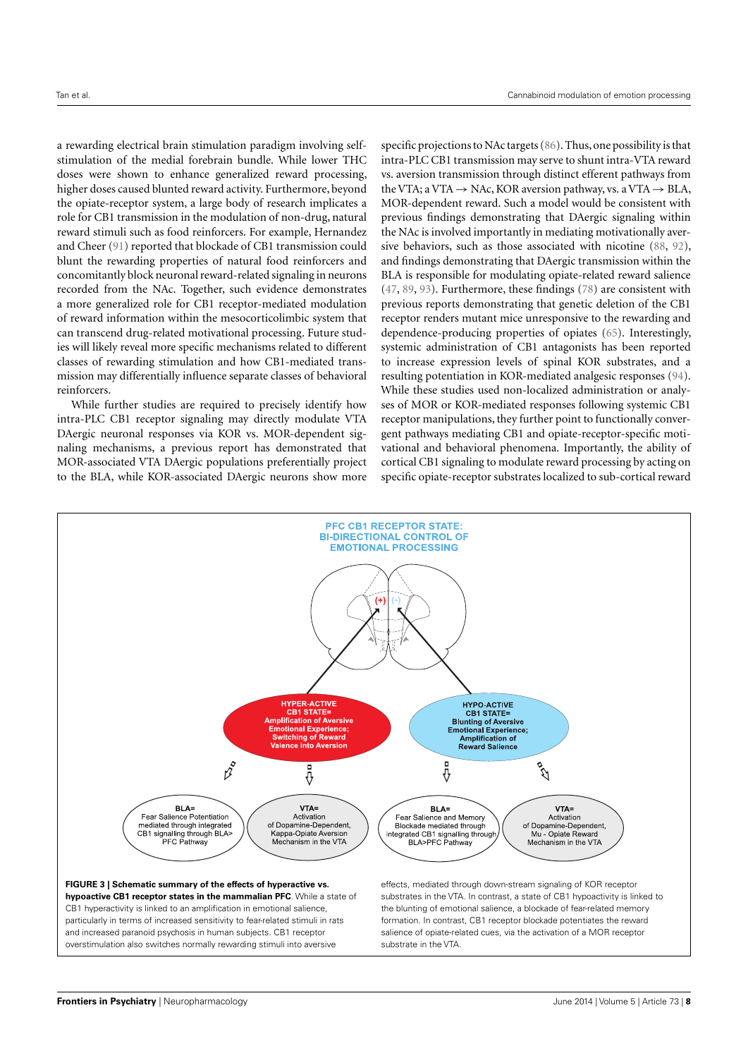a rewarding electrical brain stimulation paradigm involving self-stimulation of the medial forebrain bundle. While lower THC doses were shown to enhance generalized reward processing, higher doses caused blunted reward activity. Furthermore, beyond the opiate-receptor system, a large body of research implicates a role for CB1 transmission in the modulation of non-drug, natural reward stimuli such as food reinforcers. For example, Hernandez and Cheer (91) reported that blockade of CB1 transmission could blunt the rewarding properties of natural food reinforcers and concomitantly block neuronal reward-related signaling in neurons recorded from the NAc. Together, such evidence demonstrates a more generalized role for CB1 receptor-mediated modulation of reward information within the mesocorticolimbic system that can transcend drug-related motivational processing. Future studies will likely reveal more specific mechanisms related to different classes of rewarding stimulation and how CB1-mediated transmission may differentially influence separate classes of behavioral reinforcers.

While further studies are required to precisely identify how intra-PLC CB1 receptor signaling may directly modulate VTA DAergic neuronal responses via KOR vs. MOR-dependent signaling mechanisms, a previous report has demonstrated that MOR-associated VTA DAergic populations preferentially project to the BLA, while KOR-associated DAergic neurons show more specific projections to NAc targets (86). Thus, one possibility is that intra-PLC CB1 transmission may serve to shunt intra-VTA reward vs. aversion transmission through distinct efferent pathways from the VTA; a VTA → NAc, KOR aversion pathway, vs. a VTA → BLA, MOR-dependent reward. Such a model would be consistent with previous findings demonstrating that DAergic signaling within the NAc is involved importantly in mediating motivationally aversive behaviors, such as those associated with nicotine (88, 92), and findings demonstrating that DAergic transmission within the BLA is responsible for modulating opiate-related reward salience (47, 89, 93). Furthermore, these findings (78) are consistent with previous reports demonstrating that genetic deletion of the CB1 receptor renders mutant mice unresponsive to the rewarding and dependence-producing properties of opiates (65). Interestingly, systemic administration of CB1 antagonists has been reported to increase expression levels of spinal KOR substrates, and a resulting potentiation in KOR-mediated analgesic responses (94). While these studies used non-localized administration or analyses of MOR or KOR-mediated responses following systemic CB1 receptor manipulations, they further point to functionally convergent pathways mediating CB1 and opiate-receptor-specific motivational and behavioral phenomena. Importantly, the ability of cortical CB1 signaling to modulate reward processing by acting on specific opiate-receptor substrates localized to sub-cortical reward

**FIGURE 3 | Schematic summary of the effects of hyperactive vs. hypoactive CB1 receptor states in the mammalian PFC.** While a state of CB1 hyperactivity is linked to an amplification in emotional salience, particularly in terms of increased sensitivity to fear-related stimuli in rats and increased paranoid psychosis in human subjects. CB1 receptor overstimulation also switches normally rewarding stimuli into aversive effects, mediated through down-stream signaling of KOR receptor substrates in the VTA. In contrast, a state of CB1 hypoactivity is linked to the blunting of emotional salience, a blockade of fear-related memory formation. In contrast, CB1 receptor blockade potentiates the reward salience of opiate-related cues, via the activation of a MOR receptor substrate in the VTA.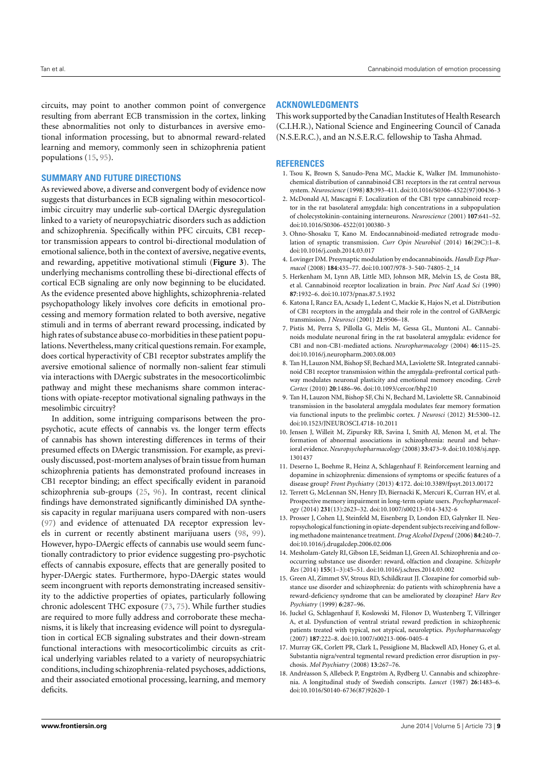circuits, may point to another common point of convergence resulting from aberrant ECB transmission in the cortex, linking these abnormalities not only to disturbances in aversive emotional information processing, but to abnormal reward-related learning and memory, commonly seen in schizophrenia patient populations (15, 95).

## SUMMARY AND FUTURE DIRECTIONS

As reviewed above, a diverse and convergent body of evidence now suggests that disturbances in ECB signaling within mesocorticolimbic circuitry may underlie sub-cortical DAergic dysregulation linked to a variety of neuropsychiatric disorders such as addiction and schizophrenia. Specifically within PFC circuits, CB1 receptor transmission appears to control bi-directional modulation of emotional salience, both in the context of aversive, negative events, and rewarding, appetitive motivational stimuli (**Figure 3**). The underlying mechanisms controlling these bi-directional effects of cortical ECB signaling are only now beginning to be elucidated. As the evidence presented above highlights, schizophrenia-related psychopathology likely involves core deficits in emotional processing and memory formation related to both aversive, negative stimuli and in terms of aberrant reward processing, indicated by high rates of substance abuse co-morbidities in these patient populations. Nevertheless, many critical questions remain. For example, does cortical hyperactivity of CB1 receptor substrates amplify the aversive emotional salience of normally non-salient fear stimuli via interactions with DAergic substrates in the mesocorticolimbic pathway and might these mechanisms share common interactions with opiate-receptor motivational signaling pathways in the mesolimbic circuitry?

In addition, some intriguing comparisons between the pro-psychotic, acute effects of cannabis vs. the longer term effects of cannabis has shown interesting differences in terms of their presumed effects on DAergic transmission. For example, as previously discussed, post-mortem analyses of brain tissue from human schizophrenia patients has demonstrated profound increases in CB1 receptor binding; an effect specifically evident in paranoid schizophrenia sub-groups (25, 96). In contrast, recent clinical findings have demonstrated significantly diminished DA synthesis capacity in regular marijuana users compared with non-users (97) and evidence of attenuated DA receptor expression levels in current or recently abstinent marijuana users (98, 99). However, hypo-DAergic effects of cannabis use would seem functionally contradictory to prior evidence suggesting pro-psychotic effects of cannabis exposure, effects that are generally posited to hyper-DAergic states. Furthermore, hypo-DAergic states would seem incongruent with reports demonstrating increased sensitivity to the addictive properties of opiates, particularly following chronic adolescent THC exposure (73, 75). While further studies are required to more fully address and corroborate these mechanisms, it is likely that increasing evidence will point to dysregulation in cortical ECB signaling substrates and their down-stream functional interactions with mesocorticolimbic circuits as critical underlying variables related to a variety of neuropsychiatric conditions, including schizophrenia-related psychoses, addictions, and their associated emotional processing, learning, and memory deficits.

## ACKNOWLEDGMENTS

This work supported by the Canadian Institutes of Health Research (C.I.H.R.), National Science and Engineering Council of Canada (N.S.E.R.C.), and an N.S.E.R.C. fellowship to Tasha Ahmad.

## REFERENCES

1. Tsou K, Brown S, Sanudo-Pena MC, Mackie K, Walker JM. Immunohistochemical distribution of cannabinoid CB1 receptors in the rat central nervous system. *Neuroscience* (1998) **83**:393–411. doi:10.1016/S0306-4522(97)00436-3
2. McDonald AJ, Mascagni F. Localization of the CB1 type cannabinoid receptor in the rat basolateral amygdala: high concentrations in a subpopulation of cholecystokinin-containing interneurons. *Neuroscience* (2001) **107**:641–52. doi:10.1016/S0306-4522(01)00380-3
3. Ohno-Shosaku T, Kano M. Endocannabinoid-mediated retrograde modulation of synaptic transmission. *Curr Opin Neurobiol* (2014) **16**(29C):1–8. doi:10.1016/j.conb.2014.03.017
4. Lovinger DM. Presynaptic modulation by endocannabinoids. *Handb Exp Pharmacol* (2008) **184**:435–77. doi:10.1007/978-3-540-74805-2_14
5. Herkenham M, Lynn AB, Little MD, Johnson MR, Melvin LS, de Costa BR, et al. Cannabinoid receptor localization in brain. *Proc Natl Acad Sci* (1990) **87**:1932–6. doi:10.1073/pnas.87.5.1932
6. Katona I, Rancz EA, Acsady L, Ledent C, Mackie K, Hajos N, et al. Distribution of CB1 receptors in the amygdala and their role in the control of GABAergic transmission. *J Neurosci* (2001) **21**:9506–18.
7. Pistis M, Perra S, Pillolla G, Melis M, Gessa GL, Muntoni AL. Cannabinoids modulate neuronal firing in the rat basolateral amygdala: evidence for CB1 and non-CB1-mediated actions. *Neuropharmacology* (2004) **46**:115–25. doi:10.1016/j.neuropharm.2003.08.003
8. Tan H, Lauzon NM, Bishop SF, Bechard MA, Laviolette SR. Integrated cannabinoid CB1 receptor transmission within the amygdala-prefrontal cortical pathway modulates neuronal plasticity and emotional memory encoding. *Cereb Cortex* (2010) **20**:1486–96. doi:10.1093/cercor/bhp210
9. Tan H, Lauzon NM, Bishop SF, Chi N, Bechard M, Laviolette SR. Cannabinoid transmission in the basolateral amygdala modulates fear memory formation via functional inputs to the prelimbic cortex. *J Neurosci* (2012) **31**:5300–12. doi:10.1523/JNEUROSCI.4718-10.2011
10. Jensen J, Willeit M, Zipursky RB, Savina I, Smith AJ, Menon M, et al. The formation of abnormal associations in schizophrenia: neural and behavioral evidence. *Neuropsychopharmacology* (2008) **33**:473–9. doi:10.1038/sj.npp.1301437
11. Deserno L, Boehme R, Heinz A, Schlagenhauf F. Reinforcement learning and dopamine in schizophrenia: dimensions of symptoms or specific features of a disease group? *Front Psychiatry* (2013) **4**:172. doi:10.3389/fpsyt.2013.00172
12. Terrett G, McLennan SN, Henry JD, Biernacki K, Mercuri K, Curran HV, et al. Prospective memory impairment in long-term opiate users. *Psychopharmacology* (2014) **231**(13):2623–32. doi:10.1007/s00213-014-3432-6
13. Prosser J, Cohen LJ, Steinfeld M, Eisenberg D, London ED, Galynker II. Neuropsychological functioning in opiate-dependent subjects receiving and following methadone maintenance treatment. *Drug Alcohol Depend* (2006) **84**:240–7. doi:10.1016/j.drugalcdep.2006.02.006
14. Mesholam-Gately RI, Gibson LE, Seidman LJ, Green AI. Schizophrenia and co-occurring substance use disorder: reward, olfaction and clozapine. *Schizophr Res* (2014) **155**(1–3):45–51. doi:10.1016/j.schres.2014.03.002
15. Green AI, Zimmet SV, Strous RD, Schildkraut JJ. Clozapine for comorbid substance use disorder and schizophrenia: do patients with schizophrenia have a reward-deficiency syndrome that can be ameliorated by clozapine? *Harv Rev Psychiatry* (1999) **6**:287–96.
16. Juckel G, Schlagenhauf F, Koslowski M, Filonov D, Wustenberg T, Villringer A, et al. Dysfunction of ventral striatal reward prediction in schizophrenic patients treated with typical, not atypical, neuroleptics. *Psychopharmacology* (2007) **187**:222–8. doi:10.1007/s00213-006-0405-4
17. Murray GK, Corlett PR, Clark L, Pessiglione M, Blackwell AD, Honey G, et al. Substantia nigra/ventral tegmental reward prediction error disruption in psychosis. *Mol Psychiatry* (2008) **13**:267–76.
18. Andréasson S, Allebeck P, Engström A, Rydberg U. Cannabis and schizophrenia. A longitudinal study of Swedish conscripts. *Lancet* (1987) **26**:1483–6. doi:10.1016/S0140-6736(87)92620-1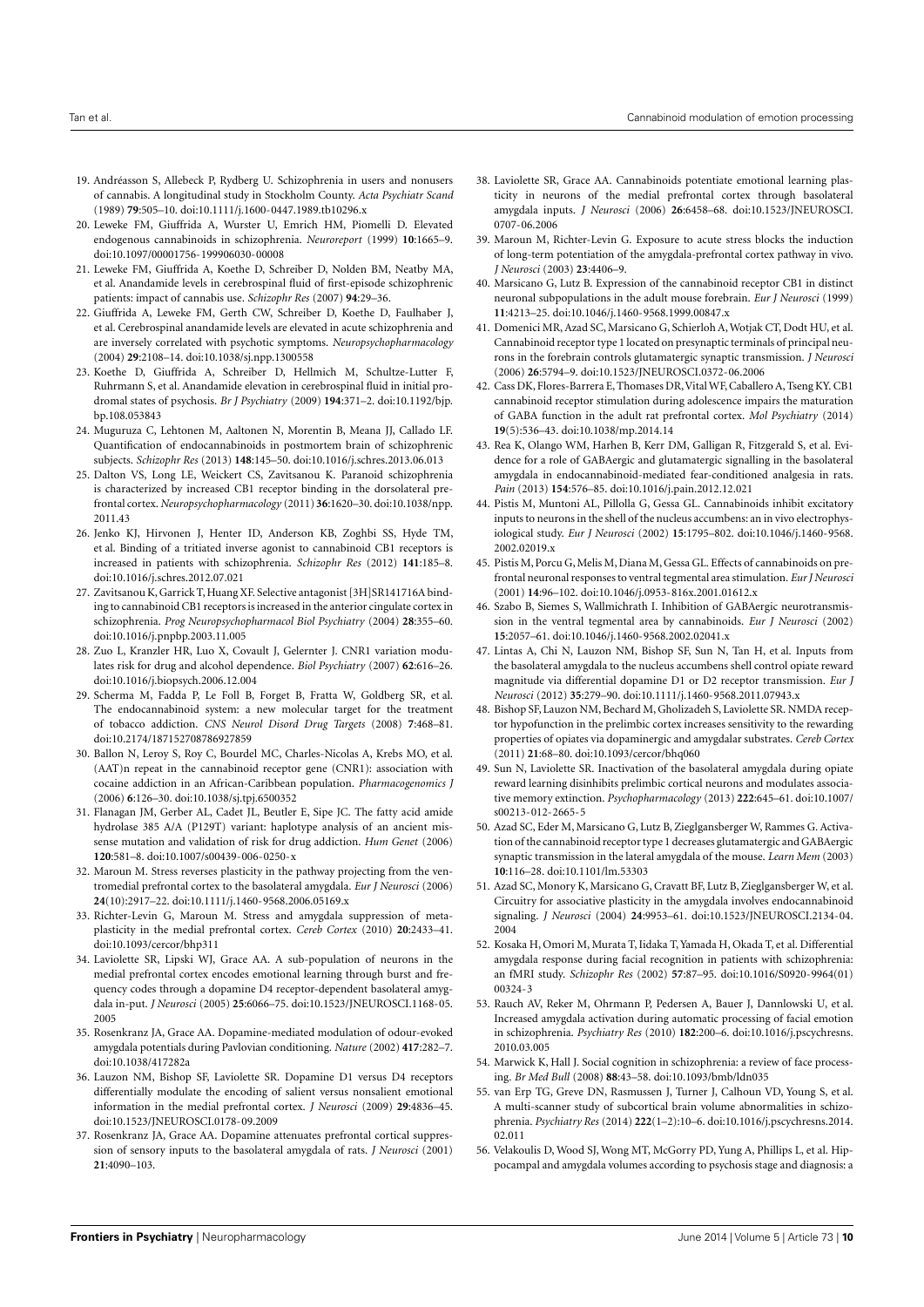19. Andréasson S, Allebeck P, Rydberg U. Schizophrenia in users and nonusers of cannabis. A longitudinal study in Stockholm County. *Acta Psychiatr Scand* (1989) **79**:505–10. doi:10.1111/j.1600-0447.1989.tb10296.x
20. Leweke FM, Giuffrida A, Wurster U, Emrich HM, Piomelli D. Elevated endogenous cannabinoids in schizophrenia. *Neuroreport* (1999) **10**:1665–9. doi:10.1097/00001756-199906030-00008
21. Leweke FM, Giuffrida A, Koethe D, Schreiber D, Nolden BM, Neatby MA, et al. Anandamide levels in cerebrospinal fluid of first-episode schizophrenic patients: impact of cannabis use. *Schizophr Res* (2007) **94**:29–36.
22. Giuffrida A, Leweke FM, Gerth CW, Schreiber D, Koethe D, Faulhaber J, et al. Cerebrospinal anandamide levels are elevated in acute schizophrenia and are inversely correlated with psychotic symptoms. *Neuropsychopharmacology* (2004) **29**:2108–14. doi:10.1038/sj.npp.1300558
23. Koethe D, Giuffrida A, Schreiber D, Hellmich M, Schultze-Lutter F, Ruhrmann S, et al. Anandamide elevation in cerebrospinal fluid in initial prodromal states of psychosis. *Br J Psychiatry* (2009) **194**:371–2. doi:10.1192/bjp.bp.108.053843
24. Muguruza C, Lehtonen M, Aaltonen N, Morentin B, Meana JJ, Callado LF. Quantification of endocannabinoids in postmortem brain of schizophrenic subjects. *Schizophr Res* (2013) **148**:145–50. doi:10.1016/j.schres.2013.06.013
25. Dalton VS, Long LE, Weickert CS, Zavitsanou K. Paranoid schizophrenia is characterized by increased CB1 receptor binding in the dorsolateral prefrontal cortex. *Neuropsychopharmacology* (2011) **36**:1620–30. doi:10.1038/npp.2011.43
26. Jenko KJ, Hirvonen J, Henter ID, Anderson KB, Zoghbi SS, Hyde TM, et al. Binding of a tritiated inverse agonist to cannabinoid CB1 receptors is increased in patients with schizophrenia. *Schizophr Res* (2012) **141**:185–8. doi:10.1016/j.schres.2012.07.021
27. Zavitsanou K, Garrick T, Huang XF. Selective antagonist [3H]SR141716A binding to cannabinoid CB1 receptors is increased in the anterior cingulate cortex in schizophrenia. *Prog Neuropsychopharmacol Biol Psychiatry* (2004) **28**:355–60. doi:10.1016/j.pnpbp.2003.11.005
28. Zuo L, Kranzler HR, Luo X, Covault J, Gelernter J. CNR1 variation modulates risk for drug and alcohol dependence. *Biol Psychiatry* (2007) **62**:616–26. doi:10.1016/j.biopsych.2006.12.004
29. Scherma M, Fadda P, Le Foll B, Forget B, Fratta W, Goldberg SR, et al. The endocannabinoid system: a new molecular target for the treatment of tobacco addiction. *CNS Neurol Disord Drug Targets* (2008) **7**:468–81. doi:10.2174/187152708786927859
30. Ballon N, Leroy S, Roy C, Bourdel MC, Charles-Nicolas A, Krebs MO, et al. (AAT)n repeat in the cannabinoid receptor gene (CNR1): association with cocaine addiction in an African-Caribbean population. *Pharmacogenomics J* (2006) **6**:126–30. doi:10.1038/sj.tpj.6500352
31. Flanagan JM, Gerber AL, Cadet JL, Beutler E, Sipe JC. The fatty acid amide hydrolase 385 A/A (P129T) variant: haplotype analysis of an ancient missense mutation and validation of risk for drug addiction. *Hum Genet* (2006) **120**:581–8. doi:10.1007/s00439-006-0250-x
32. Maroun M. Stress reverses plasticity in the pathway projecting from the ventromedial prefrontal cortex to the basolateral amygdala. *Eur J Neurosci* (2006) **24**(10):2917–22. doi:10.1111/j.1460-9568.2006.05169.x
33. Richter-Levin G, Maroun M. Stress and amygdala suppression of metaplasticity in the medial prefrontal cortex. *Cereb Cortex* (2010) **20**:2433–41. doi:10.1093/cercor/bhp311
34. Laviolette SR, Lipski WJ, Grace AA. A sub-population of neurons in the medial prefrontal cortex encodes emotional learning through burst and frequency codes through a dopamine D4 receptor-dependent basolateral amygdala in-put. *J Neurosci* (2005) **25**:6066–75. doi:10.1523/JNEUROSCI.1168-05.2005
35. Rosenkranz JA, Grace AA. Dopamine-mediated modulation of odour-evoked amygdala potentials during Pavlovian conditioning. *Nature* (2002) **417**:282–7. doi:10.1038/417282a
36. Lauzon NM, Bishop SF, Laviolette SR. Dopamine D1 versus D4 receptors differentially modulate the encoding of salient versus nonsalient emotional information in the medial prefrontal cortex. *J Neurosci* (2009) **29**:4836–45. doi:10.1523/JNEUROSCI.0178-09.2009
37. Rosenkranz JA, Grace AA. Dopamine attenuates prefrontal cortical suppression of sensory inputs to the basolateral amygdala of rats. *J Neurosci* (2001) **21**:4090–103.
38. Laviolette SR, Grace AA. Cannabinoids potentiate emotional learning plasticity in neurons of the medial prefrontal cortex through basolateral amygdala inputs. *J Neurosci* (2006) **26**:6458–68. doi:10.1523/JNEUROSCI.0707-06.2006
39. Maroun M, Richter-Levin G. Exposure to acute stress blocks the induction of long-term potentiation of the amygdala-prefrontal cortex pathway in vivo. *J Neurosci* (2003) **23**:4406–9.
40. Marsicano G, Lutz B. Expression of the cannabinoid receptor CB1 in distinct neuronal subpopulations in the adult mouse forebrain. *Eur J Neurosci* (1999) **11**:4213–25. doi:10.1046/j.1460-9568.1999.00847.x
41. Domenici MR, Azad SC, Marsicano G, Schierloh A, Wotjak CT, Dodt HU, et al. Cannabinoid receptor type 1 located on presynaptic terminals of principal neurons in the forebrain controls glutamatergic synaptic transmission. *J Neurosci* (2006) **26**:5794–9. doi:10.1523/JNEUROSCI.0372-06.2006
42. Cass DK, Flores-Barrera E, Thomases DR, Vital WF, Caballero A, Tseng KY. CB1 cannabinoid receptor stimulation during adolescence impairs the maturation of GABA function in the adult rat prefrontal cortex. *Mol Psychiatry* (2014) **19**(5):536–43. doi:10.1038/mp.2014.14
43. Rea K, Olango WM, Harhen B, Kerr DM, Galligan R, Fitzgerald S, et al. Evidence for a role of GABAergic and glutamatergic signalling in the basolateral amygdala in endocannabinoid-mediated fear-conditioned analgesia in rats. *Pain* (2013) **154**:576–85. doi:10.1016/j.pain.2012.12.021
44. Pistis M, Muntoni AL, Pillolla G, Gessa GL. Cannabinoids inhibit excitatory inputs to neurons in the shell of the nucleus accumbens: an in vivo electrophysiological study. *Eur J Neurosci* (2002) **15**:1795–802. doi:10.1046/j.1460-9568.2002.02019.x
45. Pistis M, Porcu G, Melis M, Diana M, Gessa GL. Effects of cannabinoids on prefrontal neuronal responses to ventral tegmental area stimulation. *Eur J Neurosci* (2001) **14**:96–102. doi:10.1046/j.0953-816x.2001.01612.x
46. Szabo B, Siemes S, Wallmichrath I. Inhibition of GABAergic neurotransmission in the ventral tegmental area by cannabinoids. *Eur J Neurosci* (2002) **15**:2057–61. doi:10.1046/j.1460-9568.2002.02041.x
47. Lintas A, Chi N, Lauzon NM, Bishop SF, Sun N, Tan H, et al. Inputs from the basolateral amygdala to the nucleus accumbens shell control opiate reward magnitude via differential dopamine D1 or D2 receptor transmission. *Eur J Neurosci* (2012) **35**:279–90. doi:10.1111/j.1460-9568.2011.07943.x
48. Bishop SF, Lauzon NM, Bechard M, Gholizadeh S, Laviolette SR. NMDA receptor hypofunction in the prelimbic cortex increases sensitivity to the rewarding properties of opiates via dopaminergic and amygdalar substrates. *Cereb Cortex* (2011) **21**:68–80. doi:10.1093/cercor/bhq060
49. Sun N, Laviolette SR. Inactivation of the basolateral amygdala during opiate reward learning disinhibits prelimbic cortical neurons and modulates associative memory extinction. *Psychopharmacology* (2013) **222**:645–61. doi:10.1007/s00213-012-2665-5
50. Azad SC, Eder M, Marsicano G, Lutz B, Zieglgansberger W, Rammes G. Activation of the cannabinoid receptor type 1 decreases glutamatergic and GABAergic synaptic transmission in the lateral amygdala of the mouse. *Learn Mem* (2003) **10**:116–28. doi:10.1101/lm.53303
51. Azad SC, Monory K, Marsicano G, Cravatt BF, Lutz B, Zieglgansberger W, et al. Circuitry for associative plasticity in the amygdala involves endocannabinoid signaling. *J Neurosci* (2004) **24**:9953–61. doi:10.1523/JNEUROSCI.2134-04.2004
52. Kosaka H, Omori M, Murata T, Iidaka T, Yamada H, Okada T, et al. Differential amygdala response during facial recognition in patients with schizophrenia: an fMRI study. *Schizophr Res* (2002) **57**:87–95. doi:10.1016/S0920-9964(01)00324-3
53. Rauch AV, Reker M, Ohrmann P, Pedersen A, Bauer J, Dannlowski U, et al. Increased amygdala activation during automatic processing of facial emotion in schizophrenia. *Psychiatry Res* (2010) **182**:200–6. doi:10.1016/j.pscychresns.2010.03.005
54. Marwick K, Hall J. Social cognition in schizophrenia: a review of face processing. *Br Med Bull* (2008) **88**:43–58. doi:10.1093/bmb/ldn035
55. van Erp TG, Greve DN, Rasmussen J, Turner J, Calhoun VD, Young S, et al. A multi-scanner study of subcortical brain volume abnormalities in schizophrenia. *Psychiatry Res* (2014) **222**(1–2):10–6. doi:10.1016/j.pscychresns.2014.02.011
56. Velakoulis D, Wood SJ, Wong MT, McGorry PD, Yung A, Phillips L, et al. Hippocampal and amygdala volumes according to psychosis stage and diagnosis: a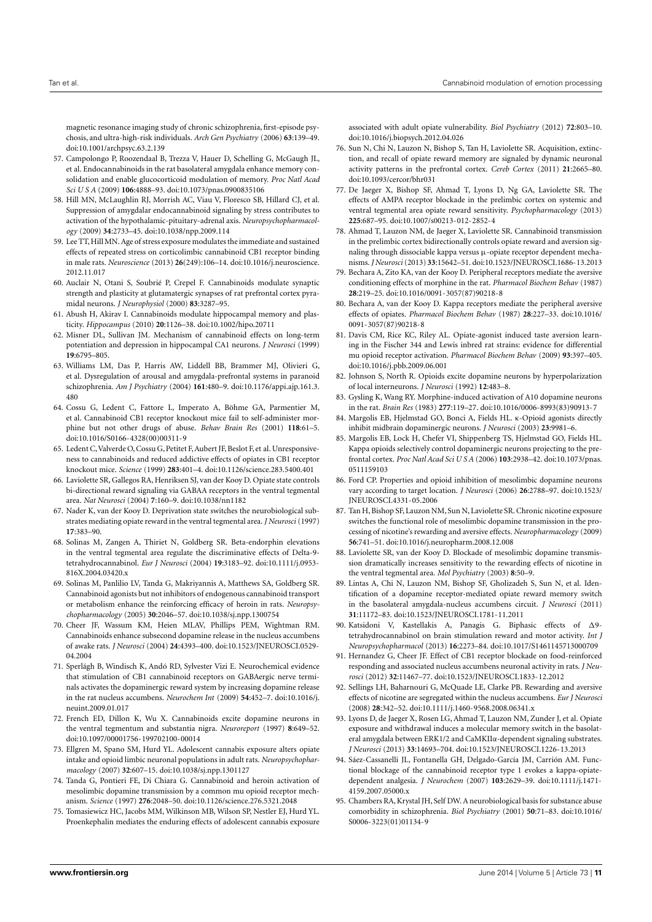magnetic resonance imaging study of chronic schizophrenia, first-episode psychosis, and ultra-high-risk individuals. *Arch Gen Psychiatry* (2006) **63**:139–49. doi:10.1001/archpsyc.63.2.139

57. Campolongo P, Roozendaal B, Trezza V, Hauer D, Schelling G, McGaugh JL, et al. Endocannabinoids in the rat basolateral amygdala enhance memory consolidation and enable glucocorticoid modulation of memory. *Proc Natl Acad Sci U S A* (2009) **106**:4888–93. doi:10.1073/pnas.0900835106
58. Hill MN, McLaughlin RJ, Morrish AC, Viau V, Floresco SB, Hillard CJ, et al. Suppression of amygdalar endocannabinoid signaling by stress contributes to activation of the hypothalamic-pituitary-adrenal axis. *Neuropsychopharmacology* (2009) **34**:2733–45. doi:10.1038/npp.2009.114
59. Lee TT, Hill MN. Age of stress exposure modulates the immediate and sustained effects of repeated stress on corticolimbic cannabinoid CB1 receptor binding in male rats. *Neuroscience* (2013) **26**(249):106–14. doi:10.1016/j.neuroscience.2012.11.017
60. Auclair N, Otani S, Soubrié P, Crepel F. Cannabinoids modulate synaptic strength and plasticity at glutamatergic synapses of rat prefrontal cortex pyramidal neurons. *J Neurophysiol* (2000) **83**:3287–95.
61. Abush H, Akirav I. Cannabinoids modulate hippocampal memory and plasticity. *Hippocampus* (2010) **20**:1126–38. doi:10.1002/hipo.20711
62. Misner DL, Sullivan JM. Mechanism of cannabinoid effects on long-term potentiation and depression in hippocampal CA1 neurons. *J Neurosci* (1999) **19**:6795–805.
63. Williams LM, Das P, Harris AW, Liddell BB, Brammer MJ, Olivieri G, et al. Dysregulation of arousal and amygdala-prefrontal systems in paranoid schizophrenia. *Am J Psychiatry* (2004) **161**:480–9. doi:10.1176/appi.ajp.161.3.480
64. Cossu G, Ledent C, Fattore L, Imperato A, Böhme GA, Parmentier M, et al. Cannabinoid CB1 receptor knockout mice fail to self-administer morphine but not other drugs of abuse. *Behav Brain Res* (2001) **118**:61–5. doi:10.1016/S0166-4328(00)00311-9
65. Ledent C, Valverde O, Cossu G, Petitet F, Aubert JF, Beslot F, et al. Unresponsiveness to cannabinoids and reduced addictive effects of opiates in CB1 receptor knockout mice. *Science* (1999) **283**:401–4. doi:10.1126/science.283.5400.401
66. Laviolette SR, Gallegos RA, Henriksen SJ, van der Kooy D. Opiate state controls bi-directional reward signaling via GABAA receptors in the ventral tegmental area. *Nat Neurosci* (2004) **7**:160–9. doi:10.1038/nn1182
67. Nader K, van der Kooy D. Deprivation state switches the neurobiological substrates mediating opiate reward in the ventral tegmental area. *J Neurosci* (1997) **17**:383–90.
68. Solinas M, Zangen A, Thiriet N, Goldberg SR. Beta-endorphin elevations in the ventral tegmental area regulate the discriminative effects of Delta-9-tetrahydrocannabinol. *Eur J Neurosci* (2004) **19**:3183–92. doi:10.1111/j.0953-816X.2004.03420.x
69. Solinas M, Panlilio LV, Tanda G, Makriyannis A, Matthews SA, Goldberg SR. Cannabinoid agonists but not inhibitors of endogenous cannabinoid transport or metabolism enhance the reinforcing efficacy of heroin in rats. *Neuropsychopharmacology* (2005) **30**:2046–57. doi:10.1038/sj.npp.1300754
70. Cheer JF, Wassum KM, Heien MLAV, Phillips PEM, Wightman RM. Cannabinoids enhance subsecond dopamine release in the nucleus accumbens of awake rats. *J Neurosci* (2004) **24**:4393–400. doi:10.1523/JNEUROSCI.0529-04.2004
71. Sperlágh B, Windisch K, Andó RD, Sylvester Vizi E. Neurochemical evidence that stimulation of CB1 cannabinoid receptors on GABAergic nerve terminals activates the dopaminergic reward system by increasing dopamine release in the rat nucleus accumbens. *Neurochem Int* (2009) **54**:452–7. doi:10.1016/j.neuint.2009.01.017
72. French ED, Dillon K, Wu X. Cannabinoids excite dopamine neurons in the ventral tegmentum and substantia nigra. *Neuroreport* (1997) **8**:649–52. doi:10.1097/00001756-199702100-00014
73. Ellgren M, Spano SM, Hurd YL. Adolescent cannabis exposure alters opiate intake and opioid limbic neuronal populations in adult rats. *Neuropsychopharmacology* (2007) **32**:607–15. doi:10.1038/sj.npp.1301127
74. Tanda G, Pontieri FE, Di Chiara G. Cannabinoid and heroin activation of mesolimbic dopamine transmission by a common mu opioid receptor mechanism. *Science* (1997) **276**:2048–50. doi:10.1126/science.276.5321.2048
75. Tomasiewicz HC, Jacobs MM, Wilkinson MB, Wilson SP, Nestler EJ, Hurd YL. Proenkephalin mediates the enduring effects of adolescent cannabis exposure associated with adult opiate vulnerability. *Biol Psychiatry* (2012) **72**:803–10. doi:10.1016/j.biopsych.2012.04.026
76. Sun N, Chi N, Lauzon N, Bishop S, Tan H, Laviolette SR. Acquisition, extinction, and recall of opiate reward memory are signaled by dynamic neuronal activity patterns in the prefrontal cortex. *Cereb Cortex* (2011) **21**:2665–80. doi:10.1093/cercor/bhr031
77. De Jaeger X, Bishop SF, Ahmad T, Lyons D, Ng GA, Laviolette SR. The effects of AMPA receptor blockade in the prelimbic cortex on systemic and ventral tegmental area opiate reward sensitivity. *Psychopharmacology* (2013) **225**:687–95. doi:10.1007/s00213-012-2852-4
78. Ahmad T, Lauzon NM, de Jaeger X, Laviolette SR. Cannabinoid transmission in the prelimbic cortex bidirectionally controls opiate reward and aversion signaling through dissociable kappa versus μ-opiate receptor dependent mechanisms. *J Neurosci* (2013) **33**:15642–51. doi:10.1523/JNEUROSCI.1686-13.2013
79. Bechara A, Zito KA, van der Kooy D. Peripheral receptors mediate the aversive conditioning effects of morphine in the rat. *Pharmacol Biochem Behav* (1987) **28**:219–25. doi:10.1016/0091-3057(87)90218-8
80. Bechara A, van der Kooy D. Kappa receptors mediate the peripheral aversive effects of opiates. *Pharmacol Biochem Behav* (1987) **28**:227–33. doi:10.1016/0091-3057(87)90218-8
81. Davis CM, Rice KC, Riley AL. Opiate-agonist induced taste aversion learning in the Fischer 344 and Lewis inbred rat strains: evidence for differential mu opioid receptor activation. *Pharmacol Biochem Behav* (2009) **93**:397–405. doi:10.1016/j.pbb.2009.06.001
82. Johnson S, North R. Opioids excite dopamine neurons by hyperpolarization of local interneurons. *J Neurosci* (1992) **12**:483–8.
83. Gysling K, Wang RY. Morphine-induced activation of A10 dopamine neurons in the rat. *Brain Res* (1983) **277**:119–27. doi:10.1016/0006-8993(83)90913-7
84. Margolis EB, Hjelmstad GO, Bonci A, Fields HL. κ-Opioid agonists directly inhibit midbrain dopaminergic neurons. *J Neurosci* (2003) **23**:9981–6.
85. Margolis EB, Lock H, Chefer VI, Shippenberg TS, Hjelmstad GO, Fields HL. Kappa opioids selectively control dopaminergic neurons projecting to the prefrontal cortex. *Proc Natl Acad Sci U S A* (2006) **103**:2938–42. doi:10.1073/pnas.0511159103
86. Ford CP. Properties and opioid inhibition of mesolimbic dopamine neurons vary according to target location. *J Neurosci* (2006) **26**:2788–97. doi:10.1523/JNEUROSCI.4331-05.2006
87. Tan H, Bishop SF, Lauzon NM, Sun N, Laviolette SR. Chronic nicotine exposure switches the functional role of mesolimbic dopamine transmission in the processing of nicotine's rewarding and aversive effects. *Neuropharmacology* (2009) **56**:741–51. doi:10.1016/j.neuropharm.2008.12.008
88. Laviolette SR, van der Kooy D. Blockade of mesolimbic dopamine transmission dramatically increases sensitivity to the rewarding effects of nicotine in the ventral tegmental area. *Mol Psychiatry* (2003) **8**:50–9.
89. Lintas A, Chi N, Lauzon NM, Bishop SF, Gholizadeh S, Sun N, et al. Identification of a dopamine receptor-mediated opiate reward memory switch in the basolateral amygdala-nucleus accumbens circuit. *J Neurosci* (2011) **31**:11172–83. doi:10.1523/JNEUROSCI.1781-11.2011
90. Katsidoni V, Kastellakis A, Panagis G. Biphasic effects of Δ9-tetrahydrocannabinol on brain stimulation reward and motor activity. *Int J Neuropsychopharmacol* (2013) **16**:2273–84. doi:10.1017/S1461145713000709
91. Hernandez G, Cheer JF. Effect of CB1 receptor blockade on food-reinforced responding and associated nucleus accumbens neuronal activity in rats. *J Neurosci* (2012) **32**:11467–77. doi:10.1523/JNEUROSCI.1833-12.2012
92. Sellings LH, Baharnouri G, McQuade LE, Clarke PB. Rewarding and aversive effects of nicotine are segregated within the nucleus accumbens. *Eur J Neurosci* (2008) **28**:342–52. doi:10.1111/j.1460-9568.2008.06341.x
93. Lyons D, de Jaeger X, Rosen LG, Ahmad T, Lauzon NM, Zunder J, et al. Opiate exposure and withdrawal induces a molecular memory switch in the basolateral amygdala between ERK1/2 and CaMKIIα-dependent signaling substrates. *J Neurosci* (2013) **33**:14693–704. doi:10.1523/JNEUROSCI.1226-13.2013
94. Sáez-Cassanelli JL, Fontanella GH, Delgado-García JM, Carrión AM. Functional blockage of the cannabinoid receptor type 1 evokes a kappa-opiate-dependent analgesia. *J Neurochem* (2007) **103**:2629–39. doi:10.1111/j.1471-4159.2007.05000.x
95. Chambers RA, Krystal JH, Self DW. A neurobiological basis for substance abuse comorbidity in schizophrenia. *Biol Psychiatry* (2001) **50**:71–83. doi:10.1016/S0006-3223(01)01134-9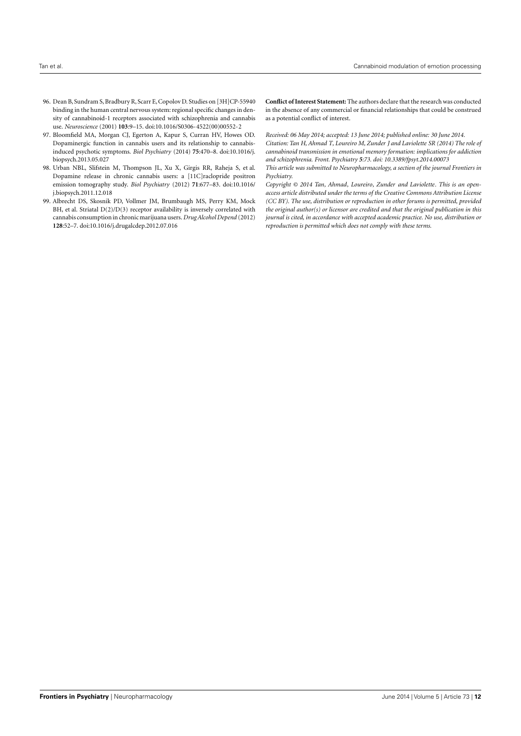96. Dean B, Sundram S, Bradbury R, Scarr E, Copolov D. Studies on [3H]CP-55940 binding in the human central nervous system: regional specific changes in density of cannabinoid-1 receptors associated with schizophrenia and cannabis use. *Neuroscience* (2001) **103**:9–15. doi:10.1016/S0306-4522(00)00552-2
97. Bloomfield MA, Morgan CJ, Egerton A, Kapur S, Curran HV, Howes OD. Dopaminergic function in cannabis users and its relationship to cannabis-induced psychotic symptoms. *Biol Psychiatry* (2014) **75**:470–8. doi:10.1016/j.biopsych.2013.05.027
98. Urban NBL, Slifstein M, Thompson JL, Xu X, Girgis RR, Raheja S, et al. Dopamine release in chronic cannabis users: a [11C]raclopride positron emission tomography study. *Biol Psychiatry* (2012) **71**:677–83. doi:10.1016/j.biopsych.2011.12.018
99. Albrecht DS, Skosnik PD, Vollmer JM, Brumbaugh MS, Perry KM, Mock BH, et al. Striatal D(2)/D(3) receptor availability is inversely correlated with cannabis consumption in chronic marijuana users. *Drug Alcohol Depend* (2012) **128**:52–7. doi:10.1016/j.drugalcdep.2012.07.016

**Conflict of Interest Statement:** The authors declare that the research was conducted in the absence of any commercial or financial relationships that could be construed as a potential conflict of interest.

*Received: 06 May 2014; accepted: 13 June 2014; published online: 30 June 2014.*

*Citation: Tan H, Ahmad T, Loureiro M, Zunder J and Laviolette SR (2014) The role of cannabinoid transmission in emotional memory formation: implications for addiction and schizophrenia. Front. Psychiatry **5**:73. doi: 10.3389/fpsyt.2014.00073*

*This article was submitted to Neuropharmacology, a section of the journal Frontiers in Psychiatry.*

*Copyright © 2014 Tan, Ahmad, Loureiro, Zunder and Laviolette. This is an open-access article distributed under the terms of the Creative Commons Attribution License (CC BY). The use, distribution or reproduction in other forums is permitted, provided the original author(s) or licensor are credited and that the original publication in this journal is cited, in accordance with accepted academic practice. No use, distribution or reproduction is permitted which does not comply with these terms.*